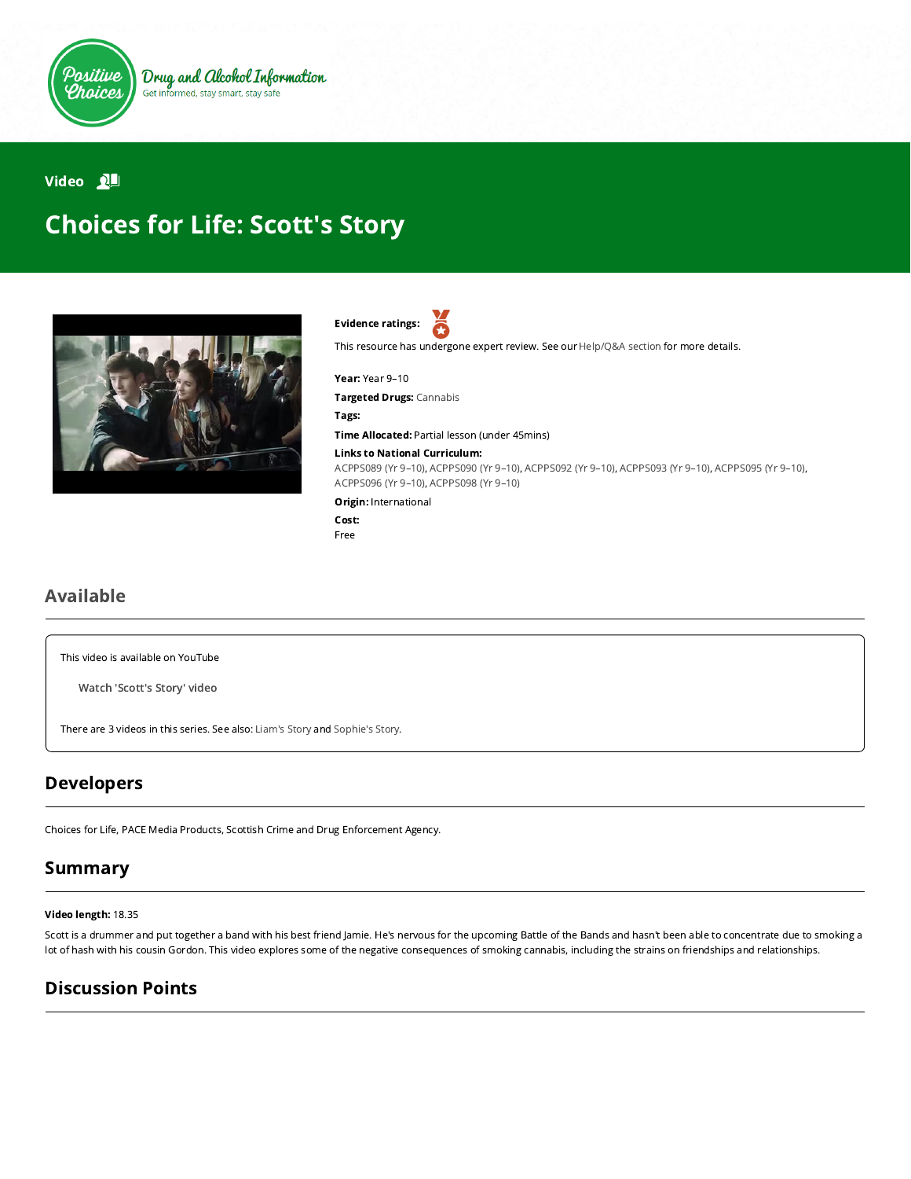Positive Choices

Drug and Alcohol Information

Get informed, stay smart, stay safe

Video

# Choices for Life: Scott's Story

**Evidence ratings:**

This resource has undergone expert review. See our Help/Q&A section for more details.

**Year:** Year 9–10

**Targeted Drugs:** Cannabis

**Tags:**

**Time Allocated:** Partial lesson (under 45mins)

**Links to National Curriculum:**

ACPPS089 (Yr 9–10), ACPPS090 (Yr 9–10), ACPPS092 (Yr 9–10), ACPPS093 (Yr 9–10), ACPPS095 (Yr 9–10), ACPPS096 (Yr 9–10), ACPPS098 (Yr 9–10)

**Origin:** International

**Cost:**

Free

## Available

This video is available on YouTube

Watch 'Scott's Story' video

There are 3 videos in this series. See also: Liam's Story and Sophie's Story.

## Developers

Choices for Life, PACE Media Products, Scottish Crime and Drug Enforcement Agency.

## Summary

**Video length:** 18.35

Scott is a drummer and put together a band with his best friend Jamie. He's nervous for the upcoming Battle of the Bands and hasn't been able to concentrate due to smoking a lot of hash with his cousin Gordon. This video explores some of the negative consequences of smoking cannabis, including the strains on friendships and relationships.

## Discussion Points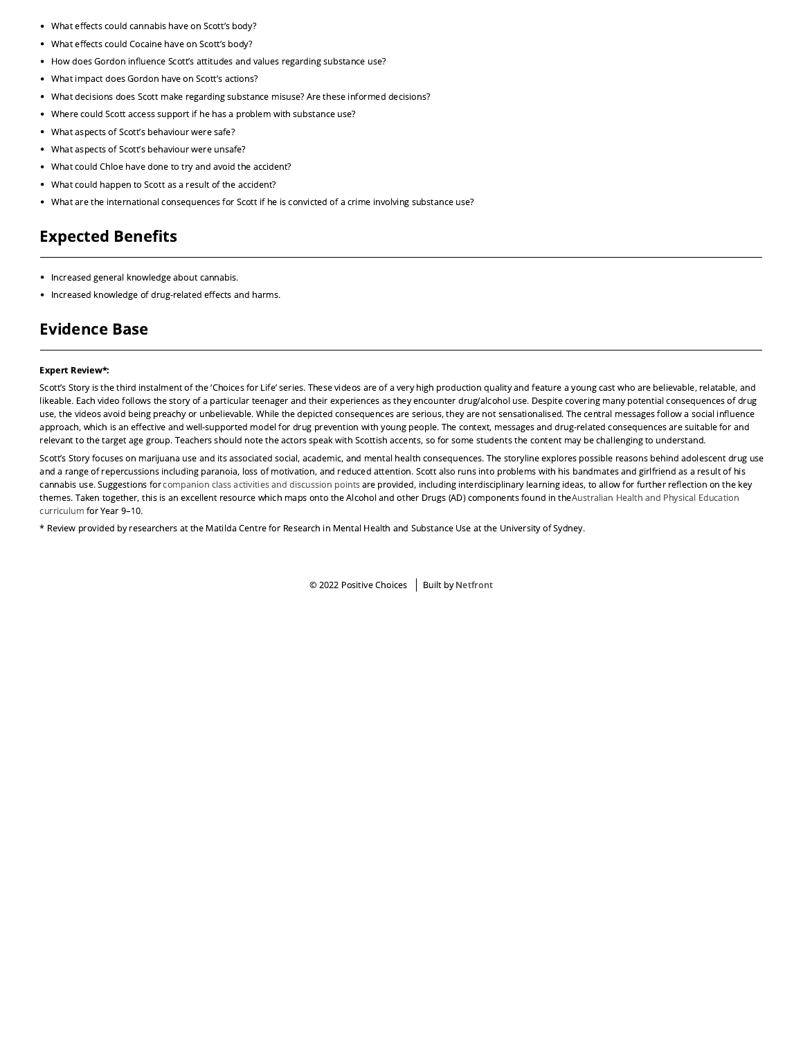- What effects could cannabis have on Scott's body?
- What effects could Cocaine have on Scott's body?
- How does Gordon influence Scott's attitudes and values regarding substance use?
- What impact does Gordon have on Scott's actions?
- What decisions does Scott make regarding substance misuse? Are these informed decisions?
- Where could Scott access support if he has a problem with substance use?
- What aspects of Scott's behaviour were safe?
- What aspects of Scott's behaviour were unsafe?
- What could Chloe have done to try and avoid the accident?
- What could happen to Scott as a result of the accident?
- What are the international consequences for Scott if he is convicted of a crime involving substance use?

## Expected Benefits

- Increased general knowledge about cannabis.
- Increased knowledge of drug-related effects and harms.

## Evidence Base

**Expert Review*:**

Scott's Story is the third instalment of the 'Choices for Life' series. These videos are of a very high production quality and feature a young cast who are believable, relatable, and likeable. Each video follows the story of a particular teenager and their experiences as they encounter drug/alcohol use. Despite covering many potential consequences of drug use, the videos avoid being preachy or unbelievable. While the depicted consequences are serious, they are not sensationalised. The central messages follow a social influence approach, which is an effective and well-supported model for drug prevention with young people. The context, messages and drug-related consequences are suitable for and relevant to the target age group. Teachers should note the actors speak with Scottish accents, so for some students the content may be challenging to understand.

Scott's Story focuses on marijuana use and its associated social, academic, and mental health consequences. The storyline explores possible reasons behind adolescent drug use and a range of repercussions including paranoia, loss of motivation, and reduced attention. Scott also runs into problems with his bandmates and girlfriend as a result of his cannabis use. Suggestions for companion class activities and discussion points are provided, including interdisciplinary learning ideas, to allow for further reflection on the key themes. Taken together, this is an excellent resource which maps onto the Alcohol and other Drugs (AD) components found in the Australian Health and Physical Education curriculum for Year 9–10.

* Review provided by researchers at the Matilda Centre for Research in Mental Health and Substance Use at the University of Sydney.

© 2022 Positive Choices | Built by Netfront